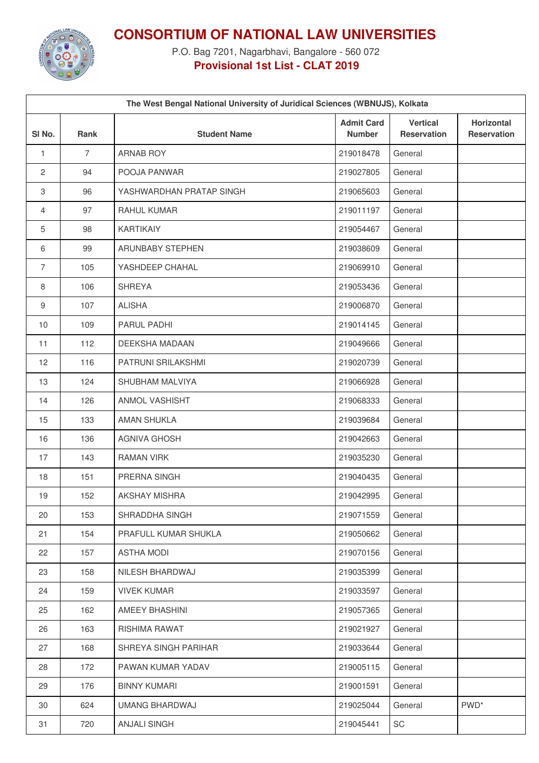# CONSORTIUM OF NATIONAL LAW UNIVERSITIES

P.O. Bag 7201, Nagarbhavi, Bangalore - 560 072

**Provisional 1st List - CLAT 2019**

| The West Bengal National University of Juridical Sciences (WBNUJS), Kolkata | | | | | |
|---|---|---|---|---|---|
| **Sl No.** | **Rank** | **Student Name** | **Admit Card Number** | **Vertical Reservation** | **Horizontal Reservation** |
| 1 | 7 | ARNAB ROY | 219018478 | General | |
| 2 | 94 | POOJA PANWAR | 219027805 | General | |
| 3 | 96 | YASHWARDHAN PRATAP SINGH | 219065603 | General | |
| 4 | 97 | RAHUL KUMAR | 219011197 | General | |
| 5 | 98 | KARTIKAIY | 219054467 | General | |
| 6 | 99 | ARUNBABY STEPHEN | 219038609 | General | |
| 7 | 105 | YASHDEEP CHAHAL | 219069910 | General | |
| 8 | 106 | SHREYA | 219053436 | General | |
| 9 | 107 | ALISHA | 219006870 | General | |
| 10 | 109 | PARUL PADHI | 219014145 | General | |
| 11 | 112 | DEEKSHA MADAAN | 219049666 | General | |
| 12 | 116 | PATRUNI SRILAKSHMI | 219020739 | General | |
| 13 | 124 | SHUBHAM MALVIYA | 219066928 | General | |
| 14 | 126 | ANMOL VASHISHT | 219068333 | General | |
| 15 | 133 | AMAN SHUKLA | 219039684 | General | |
| 16 | 136 | AGNIVA GHOSH | 219042663 | General | |
| 17 | 143 | RAMAN VIRK | 219035230 | General | |
| 18 | 151 | PRERNA SINGH | 219040435 | General | |
| 19 | 152 | AKSHAY MISHRA | 219042995 | General | |
| 20 | 153 | SHRADDHA SINGH | 219071559 | General | |
| 21 | 154 | PRAFULL KUMAR SHUKLA | 219050662 | General | |
| 22 | 157 | ASTHA MODI | 219070156 | General | |
| 23 | 158 | NILESH BHARDWAJ | 219035399 | General | |
| 24 | 159 | VIVEK KUMAR | 219033597 | General | |
| 25 | 162 | AMEEY BHASHINI | 219057365 | General | |
| 26 | 163 | RISHIMA RAWAT | 219021927 | General | |
| 27 | 168 | SHREYA SINGH PARIHAR | 219033644 | General | |
| 28 | 172 | PAWAN KUMAR YADAV | 219005115 | General | |
| 29 | 176 | BINNY KUMARI | 219001591 | General | |
| 30 | 624 | UMANG BHARDWAJ | 219025044 | General | PWD* |
| 31 | 720 | ANJALI SINGH | 219045441 | SC | |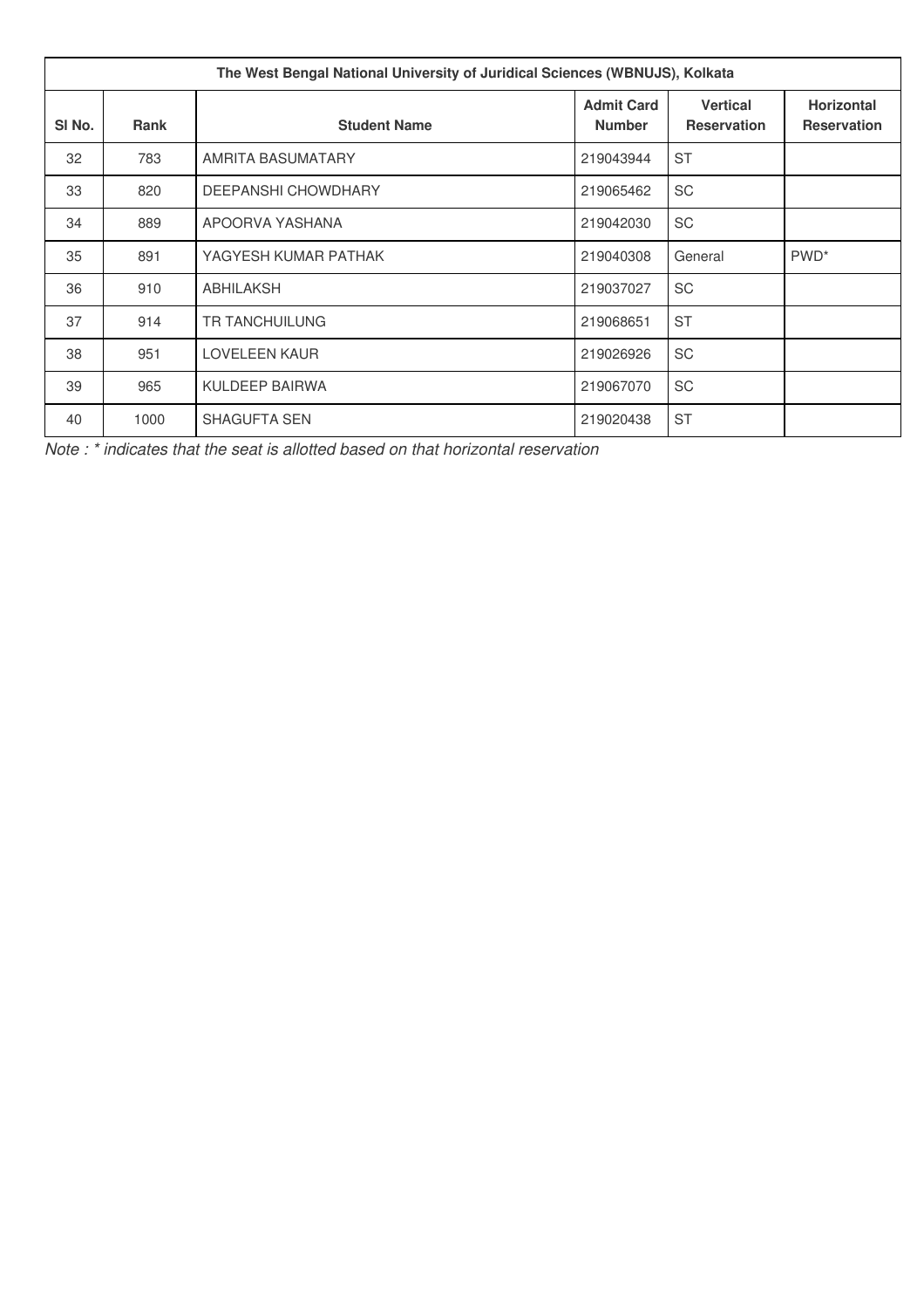| The West Bengal National University of Juridical Sciences (WBNUJS), Kolkata | | | | | |
|---|---|---|---|---|---|
| Sl No. | Rank | Student Name | Admit Card Number | Vertical Reservation | Horizontal Reservation |
| 32 | 783 | AMRITA BASUMATARY | 219043944 | ST | |
| 33 | 820 | DEEPANSHI CHOWDHARY | 219065462 | SC | |
| 34 | 889 | APOORVA YASHANA | 219042030 | SC | |
| 35 | 891 | YAGYESH KUMAR PATHAK | 219040308 | General | PWD* |
| 36 | 910 | ABHILAKSH | 219037027 | SC | |
| 37 | 914 | TR TANCHUILUNG | 219068651 | ST | |
| 38 | 951 | LOVELEEN KAUR | 219026926 | SC | |
| 39 | 965 | KULDEEP BAIRWA | 219067070 | SC | |
| 40 | 1000 | SHAGUFTA SEN | 219020438 | ST | |

*Note : * indicates that the seat is allotted based on that horizontal reservation*